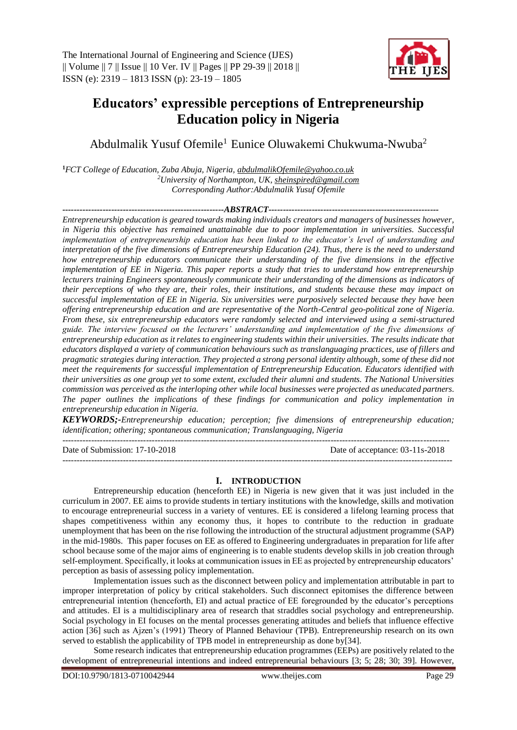# Educators' expressible perceptions of Entrepreneurship Education policy in Nigeria

Abdulmalik Yusuf Ofemile[1] Eunice Oluwakemi Chukwuma-Nwuba[2]

[1]*FCT College of Education, Zuba Abuja, Nigeria, abdulmalikOfemile@yahoo.co.uk*
[2]*University of Northampton, UK, sheinspired@gmail.com*
*Corresponding Author:Abdulmalik Yusuf Ofemile*

## ABSTRACT

*Entrepreneurship education is geared towards making individuals creators and managers of businesses however, in Nigeria this objective has remained unattainable due to poor implementation in universities. Successful implementation of entrepreneurship education has been linked to the educator's level of understanding and interpretation of the five dimensions of Entrepreneurship Education (24). Thus, there is the need to understand how entrepreneurship educators communicate their understanding of the five dimensions in the effective implementation of EE in Nigeria. This paper reports a study that tries to understand how entrepreneurship lecturers training Engineers spontaneously communicate their understanding of the dimensions as indicators of their perceptions of who they are, their roles, their institutions, and students because these may impact on successful implementation of EE in Nigeria. Six universities were purposively selected because they have been offering entrepreneurship education and are representative of the North-Central geo-political zone of Nigeria. From these, six entrepreneurship educators were randomly selected and interviewed using a semi-structured guide. The interview focused on the lecturers' understanding and implementation of the five dimensions of entrepreneurship education as it relates to engineering students within their universities. The results indicate that educators displayed a variety of communication behaviours such as translanguaging practices, use of fillers and pragmatic strategies during interaction. They projected a strong personal identity although, some of these did not meet the requirements for successful implementation of Entrepreneurship Education. Educators identified with their universities as one group yet to some extent, excluded their alumni and students. The National Universities commission was perceived as the interloping other while local businesses were projected as uneducated partners. The paper outlines the implications of these findings for communication and policy implementation in entrepreneurship education in Nigeria.*

***KEYWORDS;-****Entrepreneurship education; perception; five dimensions of entrepreneurship education; identification; othering; spontaneous communication; Translanguaging, Nigeria*

Date of Submission: 17-10-2018 Date of acceptance: 03-11s-2018

## I. INTRODUCTION

Entrepreneurship education (henceforth EE) in Nigeria is new given that it was just included in the curriculum in 2007. EE aims to provide students in tertiary institutions with the knowledge, skills and motivation to encourage entrepreneurial success in a variety of ventures. EE is considered a lifelong learning process that shapes competitiveness within any economy thus, it hopes to contribute to the reduction in graduate unemployment that has been on the rise following the introduction of the structural adjustment programme (SAP) in the mid-1980s. This paper focuses on EE as offered to Engineering undergraduates in preparation for life after school because some of the major aims of engineering is to enable students develop skills in job creation through self-employment. Specifically, it looks at communication issues in EE as projected by entrepreneurship educators' perception as basis of assessing policy implementation.

Implementation issues such as the disconnect between policy and implementation attributable in part to improper interpretation of policy by critical stakeholders. Such disconnect epitomises the difference between entrepreneurial intention (henceforth, EI) and actual practice of EE foregrounded by the educator's perceptions and attitudes. EI is a multidisciplinary area of research that straddles social psychology and entrepreneurship. Social psychology in EI focuses on the mental processes generating attitudes and beliefs that influence effective action [36] such as Ajzen's (1991) Theory of Planned Behaviour (TPB). Entrepreneurship research on its own served to establish the applicability of TPB model in entrepreneurship as done by[34].

Some research indicates that entrepreneurship education programmes (EEPs) are positively related to the development of entrepreneurial intentions and indeed entrepreneurial behaviours [3; 5; 28; 30; 39]. However,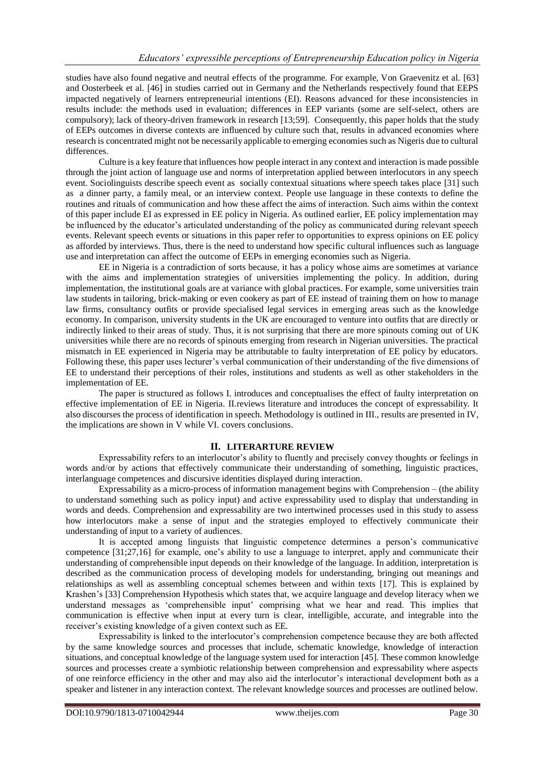studies have also found negative and neutral effects of the programme. For example, Von Graevenitz et al. [63] and Oosterbeek et al. [46] in studies carried out in Germany and the Netherlands respectively found that EEPS impacted negatively of learners entrepreneurial intentions (EI). Reasons advanced for these inconsistencies in results include: the methods used in evaluation; differences in EEP variants (some are self-select, others are compulsory); lack of theory-driven framework in research [13;59]. Consequently, this paper holds that the study of EEPs outcomes in diverse contexts are influenced by culture such that, results in advanced economies where research is concentrated might not be necessarily applicable to emerging economies such as Nigeris due to cultural differences.

Culture is a key feature that influences how people interact in any context and interaction is made possible through the joint action of language use and norms of interpretation applied between interlocutors in any speech event. Sociolinguists describe speech event as socially contextual situations where speech takes place [31] such as a dinner party, a family meal, or an interview context. People use language in these contexts to define the routines and rituals of communication and how these affect the aims of interaction. Such aims within the context of this paper include EI as expressed in EE policy in Nigeria. As outlined earlier, EE policy implementation may be influenced by the educator's articulated understanding of the policy as communicated during relevant speech events. Relevant speech events or situations in this paper refer to opportunities to express opinions on EE policy as afforded by interviews. Thus, there is the need to understand how specific cultural influences such as language use and interpretation can affect the outcome of EEPs in emerging economies such as Nigeria.

EE in Nigeria is a contradiction of sorts because, it has a policy whose aims are sometimes at variance with the aims and implementation strategies of universities implementing the policy. In addition, during implementation, the institutional goals are at variance with global practices. For example, some universities train law students in tailoring, brick-making or even cookery as part of EE instead of training them on how to manage law firms, consultancy outfits or provide specialised legal services in emerging areas such as the knowledge economy. In comparison, university students in the UK are encouraged to venture into outfits that are directly or indirectly linked to their areas of study. Thus, it is not surprising that there are more spinouts coming out of UK universities while there are no records of spinouts emerging from research in Nigerian universities. The practical mismatch in EE experienced in Nigeria may be attributable to faulty interpretation of EE policy by educators. Following these, this paper uses lecturer's verbal communication of their understanding of the five dimensions of EE to understand their perceptions of their roles, institutions and students as well as other stakeholders in the implementation of EE.

The paper is structured as follows I. introduces and conceptualises the effect of faulty interpretation on effective implementation of EE in Nigeria. II.reviews literature and introduces the concept of expressability. It also discourses the process of identification in speech. Methodology is outlined in III., results are presented in IV, the implications are shown in V while VI. covers conclusions.

## II. LITERARTURE REVIEW

Expressability refers to an interlocutor's ability to fluently and precisely convey thoughts or feelings in words and/or by actions that effectively communicate their understanding of something, linguistic practices, interlanguage competences and discursive identities displayed during interaction.

Expressability as a micro-process of information management begins with Comprehension – (the ability to understand something such as policy input) and active expressability used to display that understanding in words and deeds. Comprehension and expressability are two intertwined processes used in this study to assess how interlocutors make a sense of input and the strategies employed to effectively communicate their understanding of input to a variety of audiences.

It is accepted among linguists that linguistic competence determines a person's communicative competence [31;27,16] for example, one's ability to use a language to interpret, apply and communicate their understanding of comprehensible input depends on their knowledge of the language. In addition, interpretation is described as the communication process of developing models for understanding, bringing out meanings and relationships as well as assembling conceptual schemes between and within texts [17]. This is explained by Krashen's [33] Comprehension Hypothesis which states that, we acquire language and develop literacy when we understand messages as 'comprehensible input' comprising what we hear and read. This implies that communication is effective when input at every turn is clear, intelligible, accurate, and integrable into the receiver's existing knowledge of a given context such as EE.

Expressability is linked to the interlocutor's comprehension competence because they are both affected by the same knowledge sources and processes that include, schematic knowledge, knowledge of interaction situations, and conceptual knowledge of the language system used for interaction [45]. These common knowledge sources and processes create a symbiotic relationship between comprehension and expressability where aspects of one reinforce efficiency in the other and may also aid the interlocutor's interactional development both as a speaker and listener in any interaction context. The relevant knowledge sources and processes are outlined below.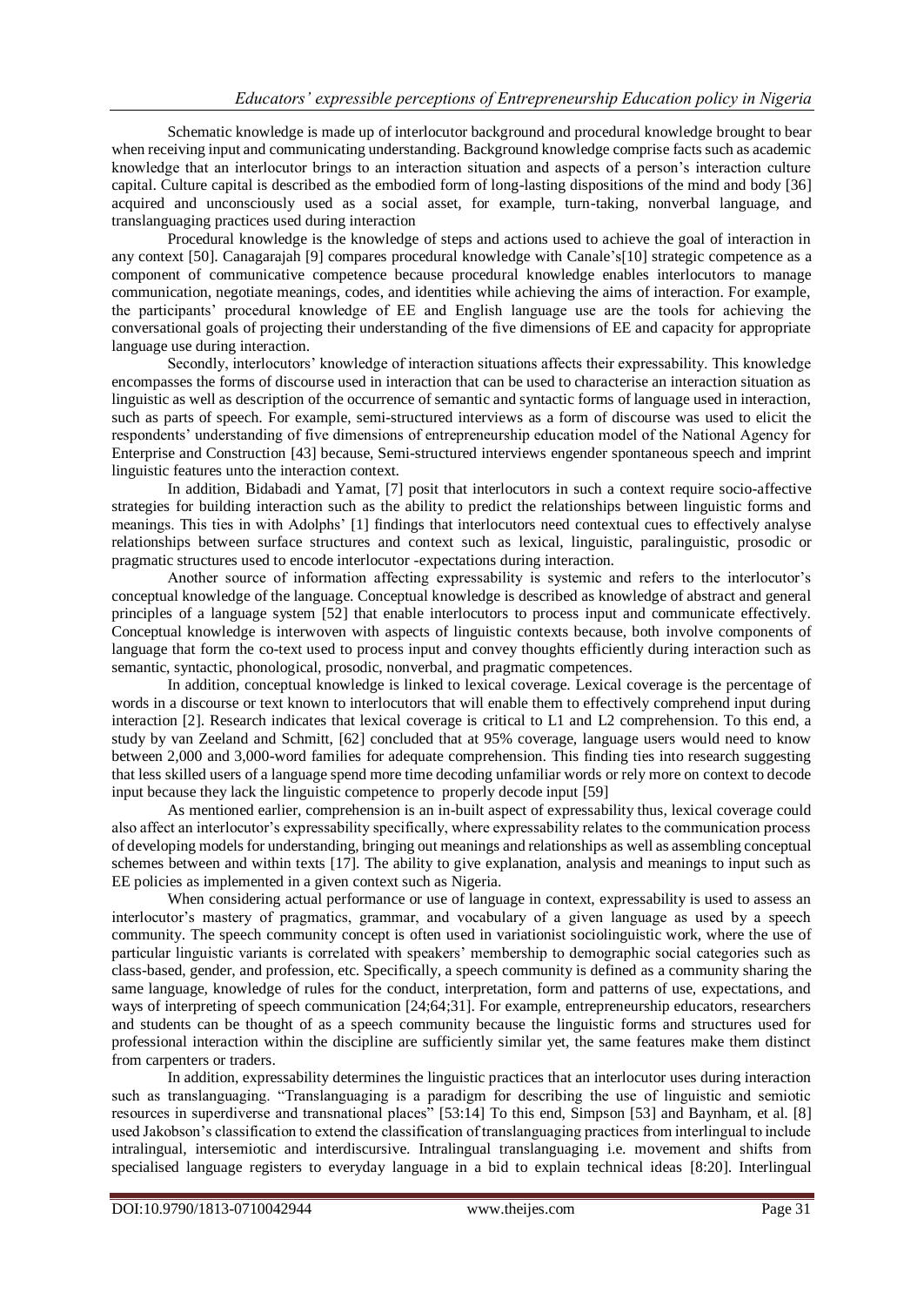Schematic knowledge is made up of interlocutor background and procedural knowledge brought to bear when receiving input and communicating understanding. Background knowledge comprise facts such as academic knowledge that an interlocutor brings to an interaction situation and aspects of a person's interaction culture capital. Culture capital is described as the embodied form of long-lasting dispositions of the mind and body [36] acquired and unconsciously used as a social asset, for example, turn-taking, nonverbal language, and translanguaging practices used during interaction

Procedural knowledge is the knowledge of steps and actions used to achieve the goal of interaction in any context [50]. Canagarajah [9] compares procedural knowledge with Canale's[10] strategic competence as a component of communicative competence because procedural knowledge enables interlocutors to manage communication, negotiate meanings, codes, and identities while achieving the aims of interaction. For example, the participants' procedural knowledge of EE and English language use are the tools for achieving the conversational goals of projecting their understanding of the five dimensions of EE and capacity for appropriate language use during interaction.

Secondly, interlocutors' knowledge of interaction situations affects their expressability. This knowledge encompasses the forms of discourse used in interaction that can be used to characterise an interaction situation as linguistic as well as description of the occurrence of semantic and syntactic forms of language used in interaction, such as parts of speech. For example, semi-structured interviews as a form of discourse was used to elicit the respondents' understanding of five dimensions of entrepreneurship education model of the National Agency for Enterprise and Construction [43] because, Semi-structured interviews engender spontaneous speech and imprint linguistic features unto the interaction context.

In addition, Bidabadi and Yamat, [7] posit that interlocutors in such a context require socio-affective strategies for building interaction such as the ability to predict the relationships between linguistic forms and meanings. This ties in with Adolphs' [1] findings that interlocutors need contextual cues to effectively analyse relationships between surface structures and context such as lexical, linguistic, paralinguistic, prosodic or pragmatic structures used to encode interlocutor -expectations during interaction.

Another source of information affecting expressability is systemic and refers to the interlocutor's conceptual knowledge of the language. Conceptual knowledge is described as knowledge of abstract and general principles of a language system [52] that enable interlocutors to process input and communicate effectively. Conceptual knowledge is interwoven with aspects of linguistic contexts because, both involve components of language that form the co-text used to process input and convey thoughts efficiently during interaction such as semantic, syntactic, phonological, prosodic, nonverbal, and pragmatic competences.

In addition, conceptual knowledge is linked to lexical coverage. Lexical coverage is the percentage of words in a discourse or text known to interlocutors that will enable them to effectively comprehend input during interaction [2]. Research indicates that lexical coverage is critical to L1 and L2 comprehension. To this end, a study by van Zeeland and Schmitt, [62] concluded that at 95% coverage, language users would need to know between 2,000 and 3,000-word families for adequate comprehension. This finding ties into research suggesting that less skilled users of a language spend more time decoding unfamiliar words or rely more on context to decode input because they lack the linguistic competence to properly decode input [59]

As mentioned earlier, comprehension is an in-built aspect of expressability thus, lexical coverage could also affect an interlocutor's expressability specifically, where expressability relates to the communication process of developing models for understanding, bringing out meanings and relationships as well as assembling conceptual schemes between and within texts [17]. The ability to give explanation, analysis and meanings to input such as EE policies as implemented in a given context such as Nigeria.

When considering actual performance or use of language in context, expressability is used to assess an interlocutor's mastery of pragmatics, grammar, and vocabulary of a given language as used by a speech community. The speech community concept is often used in variationist sociolinguistic work, where the use of particular linguistic variants is correlated with speakers' membership to demographic social categories such as class-based, gender, and profession, etc. Specifically, a speech community is defined as a community sharing the same language, knowledge of rules for the conduct, interpretation, form and patterns of use, expectations, and ways of interpreting of speech communication [24;64;31]. For example, entrepreneurship educators, researchers and students can be thought of as a speech community because the linguistic forms and structures used for professional interaction within the discipline are sufficiently similar yet, the same features make them distinct from carpenters or traders.

In addition, expressability determines the linguistic practices that an interlocutor uses during interaction such as translanguaging. "Translanguaging is a paradigm for describing the use of linguistic and semiotic resources in superdiverse and transnational places" [53:14] To this end, Simpson [53] and Baynham, et al. [8] used Jakobson's classification to extend the classification of translanguaging practices from interlingual to include intralingual, intersemiotic and interdiscursive. Intralingual translanguaging i.e. movement and shifts from specialised language registers to everyday language in a bid to explain technical ideas [8:20]. Interlingual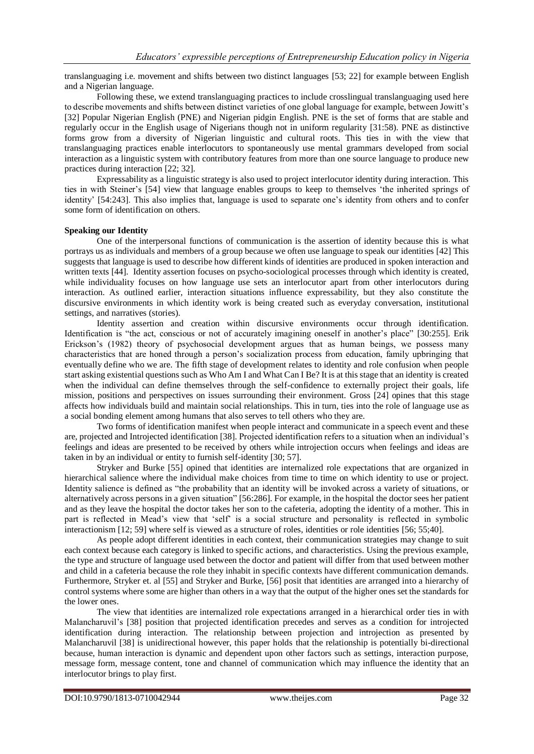translanguaging i.e. movement and shifts between two distinct languages [53; 22] for example between English and a Nigerian language.

Following these, we extend translanguaging practices to include crosslingual translanguaging used here to describe movements and shifts between distinct varieties of one global language for example, between Jowitt's [32] Popular Nigerian English (PNE) and Nigerian pidgin English. PNE is the set of forms that are stable and regularly occur in the English usage of Nigerians though not in uniform regularity [31:58). PNE as distinctive forms grow from a diversity of Nigerian linguistic and cultural roots. This ties in with the view that translanguaging practices enable interlocutors to spontaneously use mental grammars developed from social interaction as a linguistic system with contributory features from more than one source language to produce new practices during interaction [22; 32].

Expressability as a linguistic strategy is also used to project interlocutor identity during interaction. This ties in with Steiner's [54] view that language enables groups to keep to themselves 'the inherited springs of identity' [54:243]. This also implies that, language is used to separate one's identity from others and to confer some form of identification on others.

**Speaking our Identity**

One of the interpersonal functions of communication is the assertion of identity because this is what portrays us as individuals and members of a group because we often use language to speak our identities [42] This suggests that language is used to describe how different kinds of identities are produced in spoken interaction and written texts [44]. Identity assertion focuses on psycho-sociological processes through which identity is created, while individuality focuses on how language use sets an interlocutor apart from other interlocutors during interaction. As outlined earlier, interaction situations influence expressability, but they also constitute the discursive environments in which identity work is being created such as everyday conversation, institutional settings, and narratives (stories).

Identity assertion and creation within discursive environments occur through identification. Identification is "the act, conscious or not of accurately imagining oneself in another's place" [30:255]. Erik Erickson's (1982) theory of psychosocial development argues that as human beings, we possess many characteristics that are honed through a person's socialization process from education, family upbringing that eventually define who we are. The fifth stage of development relates to identity and role confusion when people start asking existential questions such as Who Am I and What Can I Be? It is at this stage that an identity is created when the individual can define themselves through the self-confidence to externally project their goals, life mission, positions and perspectives on issues surrounding their environment. Gross [24] opines that this stage affects how individuals build and maintain social relationships. This in turn, ties into the role of language use as a social bonding element among humans that also serves to tell others who they are.

Two forms of identification manifest when people interact and communicate in a speech event and these are, projected and Introjected identification [38]. Projected identification refers to a situation when an individual's feelings and ideas are presented to be received by others while introjection occurs when feelings and ideas are taken in by an individual or entity to furnish self-identity [30; 57].

Stryker and Burke [55] opined that identities are internalized role expectations that are organized in hierarchical salience where the individual make choices from time to time on which identity to use or project. Identity salience is defined as "the probability that an identity will be invoked across a variety of situations, or alternatively across persons in a given situation" [56:286]. For example, in the hospital the doctor sees her patient and as they leave the hospital the doctor takes her son to the cafeteria, adopting the identity of a mother. This in part is reflected in Mead's view that 'self' is a social structure and personality is reflected in symbolic interactionism [12; 59] where self is viewed as a structure of roles, identities or role identities [56; 55;40].

As people adopt different identities in each context, their communication strategies may change to suit each context because each category is linked to specific actions, and characteristics. Using the previous example, the type and structure of language used between the doctor and patient will differ from that used between mother and child in a cafeteria because the role they inhabit in specific contexts have different communication demands. Furthermore, Stryker et. al [55] and Stryker and Burke, [56] posit that identities are arranged into a hierarchy of control systems where some are higher than others in a way that the output of the higher ones set the standards for the lower ones.

The view that identities are internalized role expectations arranged in a hierarchical order ties in with Malancharuvil's [38] position that projected identification precedes and serves as a condition for introjected identification during interaction. The relationship between projection and introjection as presented by Malancharuvil [38] is unidirectional however, this paper holds that the relationship is potentially bi-directional because, human interaction is dynamic and dependent upon other factors such as settings, interaction purpose, message form, message content, tone and channel of communication which may influence the identity that an interlocutor brings to play first.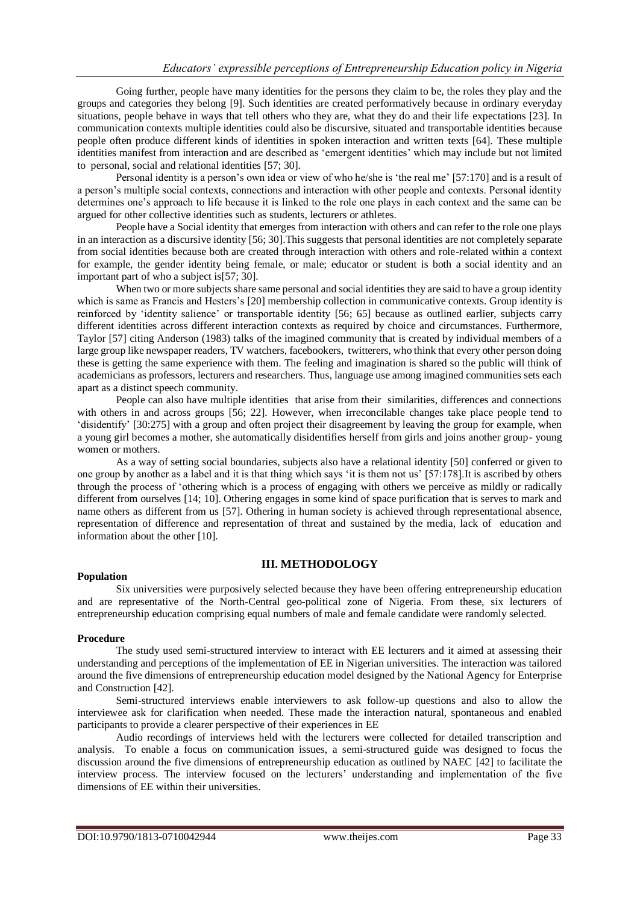Going further, people have many identities for the persons they claim to be, the roles they play and the groups and categories they belong [9]. Such identities are created performatively because in ordinary everyday situations, people behave in ways that tell others who they are, what they do and their life expectations [23]. In communication contexts multiple identities could also be discursive, situated and transportable identities because people often produce different kinds of identities in spoken interaction and written texts [64]. These multiple identities manifest from interaction and are described as 'emergent identities' which may include but not limited to personal, social and relational identities [57; 30].

Personal identity is a person's own idea or view of who he/she is 'the real me' [57:170] and is a result of a person's multiple social contexts, connections and interaction with other people and contexts. Personal identity determines one's approach to life because it is linked to the role one plays in each context and the same can be argued for other collective identities such as students, lecturers or athletes.

People have a Social identity that emerges from interaction with others and can refer to the role one plays in an interaction as a discursive identity [56; 30].This suggests that personal identities are not completely separate from social identities because both are created through interaction with others and role-related within a context for example, the gender identity being female, or male; educator or student is both a social identity and an important part of who a subject is[57; 30].

When two or more subjects share same personal and social identities they are said to have a group identity which is same as Francis and Hesters's [20] membership collection in communicative contexts. Group identity is reinforced by 'identity salience' or transportable identity [56; 65] because as outlined earlier, subjects carry different identities across different interaction contexts as required by choice and circumstances. Furthermore, Taylor [57] citing Anderson (1983) talks of the imagined community that is created by individual members of a large group like newspaper readers, TV watchers, facebookers, twitterers, who think that every other person doing these is getting the same experience with them. The feeling and imagination is shared so the public will think of academicians as professors, lecturers and researchers. Thus, language use among imagined communities sets each apart as a distinct speech community.

People can also have multiple identities that arise from their similarities, differences and connections with others in and across groups [56; 22]. However, when irreconcilable changes take place people tend to 'disidentify' [30:275] with a group and often project their disagreement by leaving the group for example, when a young girl becomes a mother, she automatically disidentifies herself from girls and joins another group- young women or mothers.

As a way of setting social boundaries, subjects also have a relational identity [50] conferred or given to one group by another as a label and it is that thing which says 'it is them not us' [57:178].It is ascribed by others through the process of 'othering which is a process of engaging with others we perceive as mildly or radically different from ourselves [14; 10]. Othering engages in some kind of space purification that is serves to mark and name others as different from us [57]. Othering in human society is achieved through representational absence, representation of difference and representation of threat and sustained by the media, lack of education and information about the other [10].

## III. METHODOLOGY

**Population**

Six universities were purposively selected because they have been offering entrepreneurship education and are representative of the North-Central geo-political zone of Nigeria. From these, six lecturers of entrepreneurship education comprising equal numbers of male and female candidate were randomly selected.

**Procedure**

The study used semi-structured interview to interact with EE lecturers and it aimed at assessing their understanding and perceptions of the implementation of EE in Nigerian universities. The interaction was tailored around the five dimensions of entrepreneurship education model designed by the National Agency for Enterprise and Construction [42].

Semi-structured interviews enable interviewers to ask follow-up questions and also to allow the interviewee ask for clarification when needed. These made the interaction natural, spontaneous and enabled participants to provide a clearer perspective of their experiences in EE

Audio recordings of interviews held with the lecturers were collected for detailed transcription and analysis. To enable a focus on communication issues, a semi-structured guide was designed to focus the discussion around the five dimensions of entrepreneurship education as outlined by NAEC [42] to facilitate the interview process. The interview focused on the lecturers' understanding and implementation of the five dimensions of EE within their universities.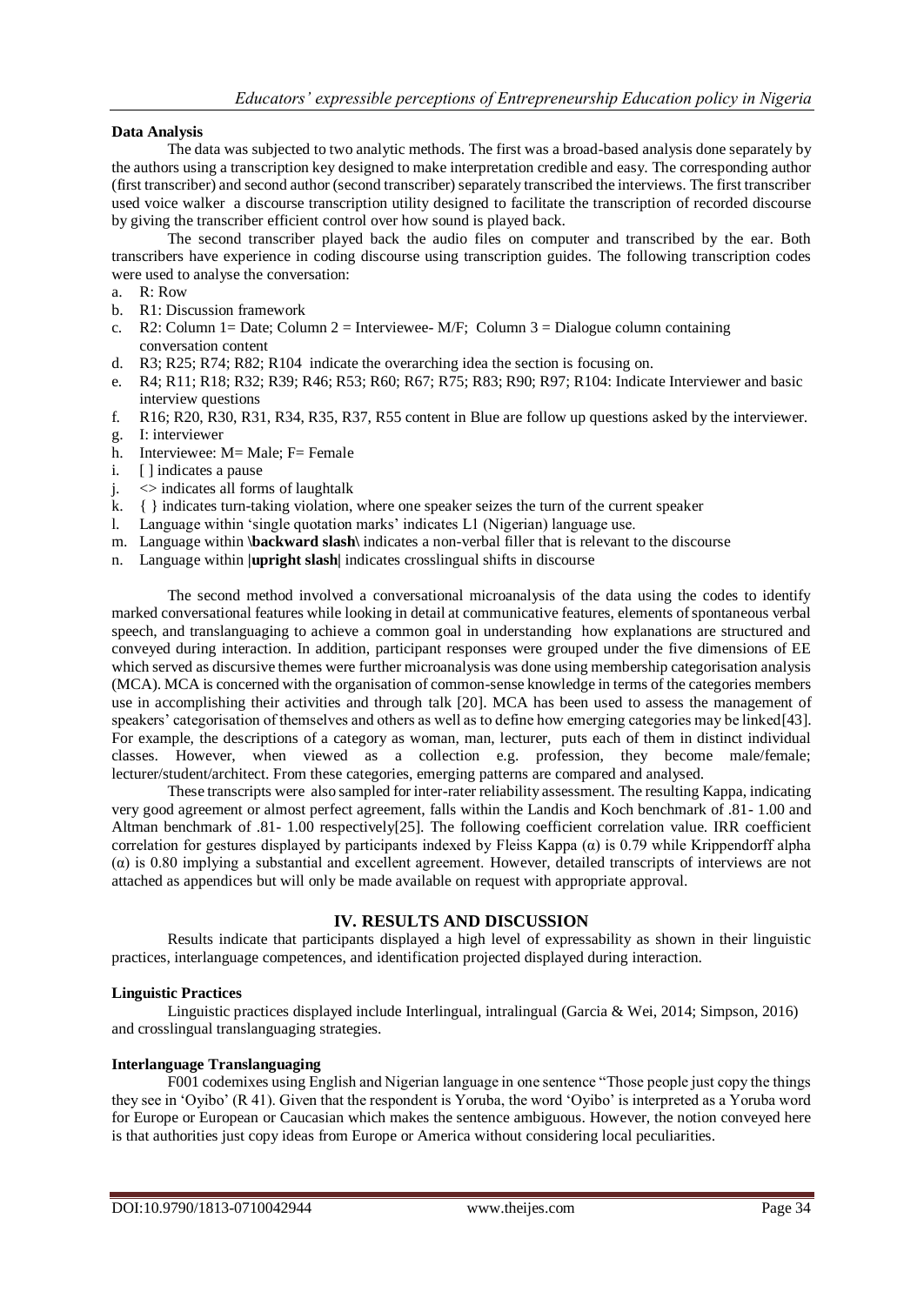**Data Analysis**

The data was subjected to two analytic methods. The first was a broad-based analysis done separately by the authors using a transcription key designed to make interpretation credible and easy. The corresponding author (first transcriber) and second author (second transcriber) separately transcribed the interviews. The first transcriber used voice walker a discourse transcription utility designed to facilitate the transcription of recorded discourse by giving the transcriber efficient control over how sound is played back.

The second transcriber played back the audio files on computer and transcribed by the ear. Both transcribers have experience in coding discourse using transcription guides. The following transcription codes were used to analyse the conversation:

a. R: Row
b. R1: Discussion framework
c. R2: Column 1= Date; Column 2 = Interviewee- M/F; Column 3 = Dialogue column containing conversation content
d. R3; R25; R74; R82; R104 indicate the overarching idea the section is focusing on.
e. R4; R11; R18; R32; R39; R46; R53; R60; R67; R75; R83; R90; R97; R104: Indicate Interviewer and basic interview questions
f. R16; R20, R30, R31, R34, R35, R37, R55 content in Blue are follow up questions asked by the interviewer.
g. I: interviewer
h. Interviewee: M= Male; F= Female
i. [ ] indicates a pause
j. <> indicates all forms of laughtalk
k. { } indicates turn-taking violation, where one speaker seizes the turn of the current speaker
l. Language within 'single quotation marks' indicates L1 (Nigerian) language use.
m. Language within \\**backward slash**\\ indicates a non-verbal filler that is relevant to the discourse
n. Language within |**upright slash**| indicates crosslingual shifts in discourse

The second method involved a conversational microanalysis of the data using the codes to identify marked conversational features while looking in detail at communicative features, elements of spontaneous verbal speech, and translanguaging to achieve a common goal in understanding how explanations are structured and conveyed during interaction. In addition, participant responses were grouped under the five dimensions of EE which served as discursive themes were further microanalysis was done using membership categorisation analysis (MCA). MCA is concerned with the organisation of common-sense knowledge in terms of the categories members use in accomplishing their activities and through talk [20]. MCA has been used to assess the management of speakers' categorisation of themselves and others as well as to define how emerging categories may be linked[43]. For example, the descriptions of a category as woman, man, lecturer, puts each of them in distinct individual classes. However, when viewed as a collection e.g. profession, they become male/female; lecturer/student/architect. From these categories, emerging patterns are compared and analysed.

These transcripts were also sampled for inter-rater reliability assessment. The resulting Kappa, indicating very good agreement or almost perfect agreement, falls within the Landis and Koch benchmark of .81- 1.00 and Altman benchmark of .81- 1.00 respectively[25]. The following coefficient correlation value. IRR coefficient correlation for gestures displayed by participants indexed by Fleiss Kappa ($\alpha$) is 0.79 while Krippendorff alpha ($\alpha$) is 0.80 implying a substantial and excellent agreement. However, detailed transcripts of interviews are not attached as appendices but will only be made available on request with appropriate approval.

## IV. RESULTS AND DISCUSSION

Results indicate that participants displayed a high level of expressability as shown in their linguistic practices, interlanguage competences, and identification projected displayed during interaction.

**Linguistic Practices**

Linguistic practices displayed include Interlingual, intralingual (Garcia & Wei, 2014; Simpson, 2016) and crosslingual translanguaging strategies.

**Interlanguage Translanguaging**

F001 codemixes using English and Nigerian language in one sentence "Those people just copy the things they see in 'Oyibo' (R 41). Given that the respondent is Yoruba, the word 'Oyibo' is interpreted as a Yoruba word for Europe or European or Caucasian which makes the sentence ambiguous. However, the notion conveyed here is that authorities just copy ideas from Europe or America without considering local peculiarities.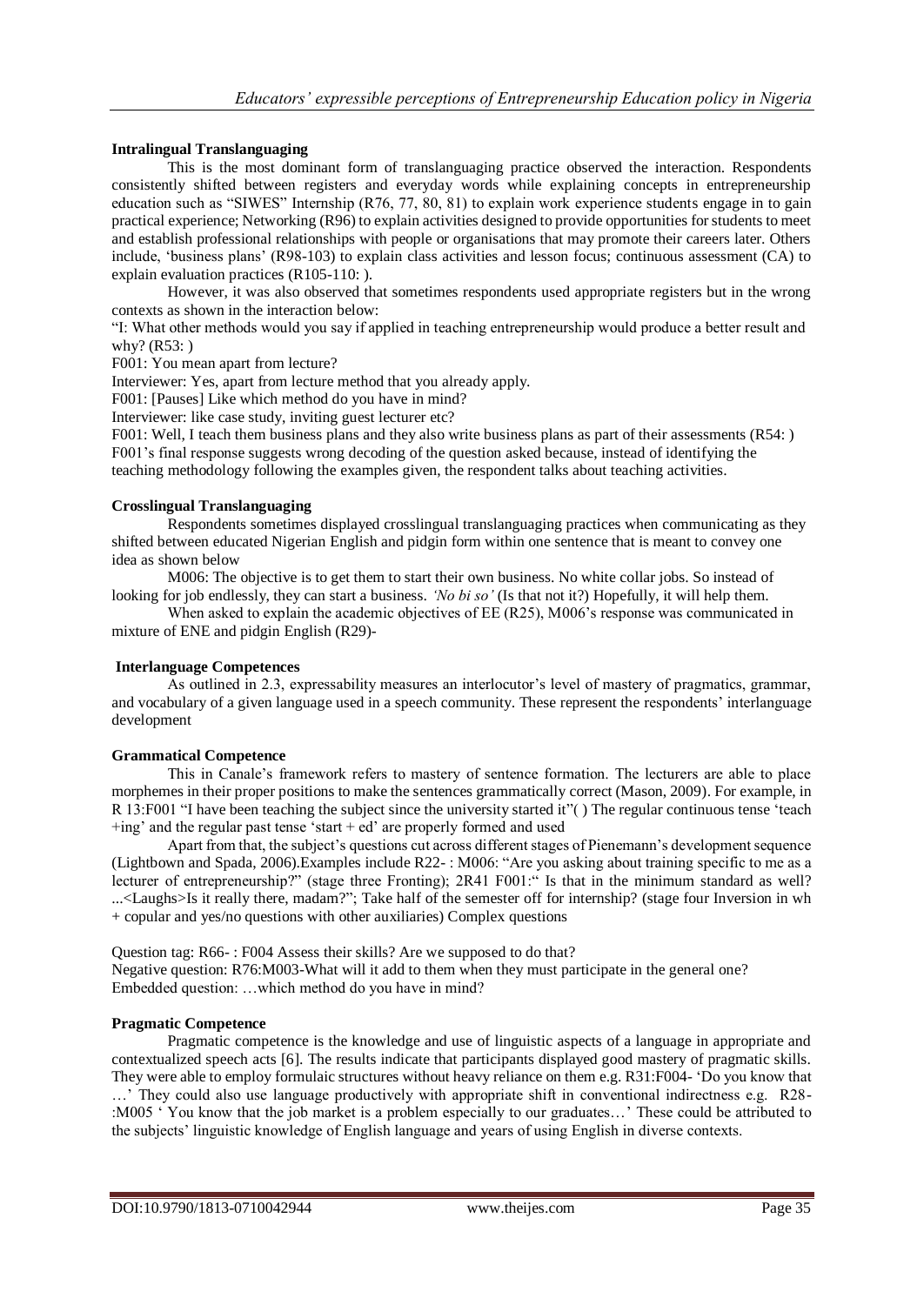**Intralingual Translanguaging**

This is the most dominant form of translanguaging practice observed the interaction. Respondents consistently shifted between registers and everyday words while explaining concepts in entrepreneurship education such as "SIWES" Internship (R76, 77, 80, 81) to explain work experience students engage in to gain practical experience; Networking (R96) to explain activities designed to provide opportunities for students to meet and establish professional relationships with people or organisations that may promote their careers later. Others include, 'business plans' (R98-103) to explain class activities and lesson focus; continuous assessment (CA) to explain evaluation practices (R105-110: ).

However, it was also observed that sometimes respondents used appropriate registers but in the wrong contexts as shown in the interaction below:

"I: What other methods would you say if applied in teaching entrepreneurship would produce a better result and why? (R53: )

F001: You mean apart from lecture?

Interviewer: Yes, apart from lecture method that you already apply.

F001: [Pauses] Like which method do you have in mind?

Interviewer: like case study, inviting guest lecturer etc?

F001: Well, I teach them business plans and they also write business plans as part of their assessments (R54: )

F001's final response suggests wrong decoding of the question asked because, instead of identifying the teaching methodology following the examples given, the respondent talks about teaching activities.

**Crosslingual Translanguaging**

Respondents sometimes displayed crosslingual translanguaging practices when communicating as they shifted between educated Nigerian English and pidgin form within one sentence that is meant to convey one idea as shown below

M006: The objective is to get them to start their own business. No white collar jobs. So instead of looking for job endlessly, they can start a business. *'No bi so'* (Is that not it?) Hopefully, it will help them.

When asked to explain the academic objectives of EE (R25), M006's response was communicated in mixture of ENE and pidgin English (R29)-

**Interlanguage Competences**

As outlined in 2.3, expressability measures an interlocutor's level of mastery of pragmatics, grammar, and vocabulary of a given language used in a speech community. These represent the respondents' interlanguage development

**Grammatical Competence**

This in Canale's framework refers to mastery of sentence formation. The lecturers are able to place morphemes in their proper positions to make the sentences grammatically correct (Mason, 2009). For example, in R 13:F001 "I have been teaching the subject since the university started it"( ) The regular continuous tense 'teach +ing' and the regular past tense 'start + ed' are properly formed and used

Apart from that, the subject's questions cut across different stages of Pienemann's development sequence (Lightbown and Spada, 2006).Examples include R22- : M006: "Are you asking about training specific to me as a lecturer of entrepreneurship?" (stage three Fronting); 2R41 F001:" Is that in the minimum standard as well? ...<Laughs>Is it really there, madam?"; Take half of the semester off for internship? (stage four Inversion in wh + copular and yes/no questions with other auxiliaries) Complex questions

Question tag: R66- : F004 Assess their skills? Are we supposed to do that?

Negative question: R76:M003-What will it add to them when they must participate in the general one?

Embedded question: …which method do you have in mind?

**Pragmatic Competence**

Pragmatic competence is the knowledge and use of linguistic aspects of a language in appropriate and contextualized speech acts [6]. The results indicate that participants displayed good mastery of pragmatic skills. They were able to employ formulaic structures without heavy reliance on them e.g. R31:F004- 'Do you know that …' They could also use language productively with appropriate shift in conventional indirectness e.g. R28-:M005 ' You know that the job market is a problem especially to our graduates…' These could be attributed to the subjects' linguistic knowledge of English language and years of using English in diverse contexts.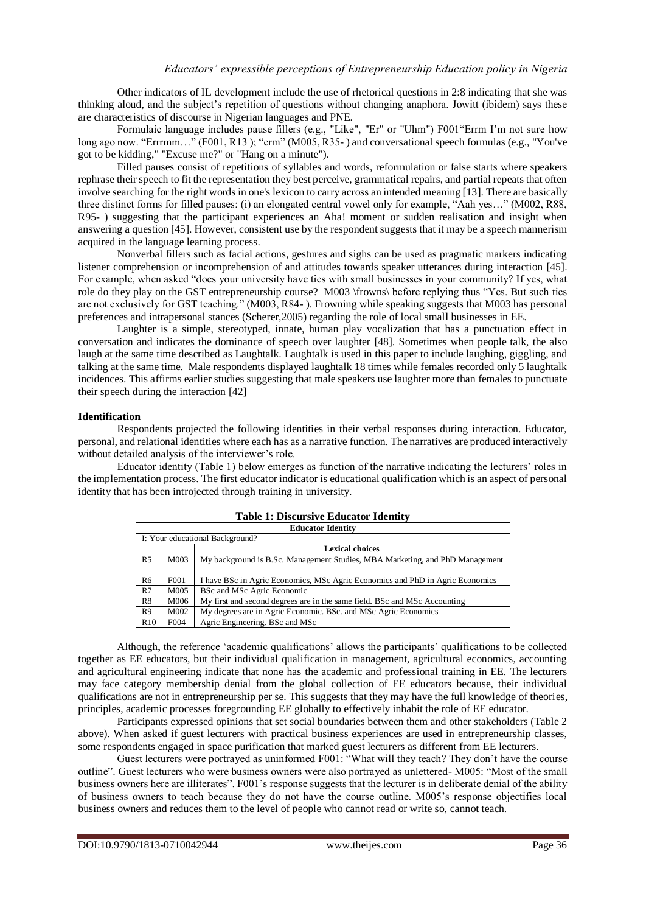Other indicators of IL development include the use of rhetorical questions in 2:8 indicating that she was thinking aloud, and the subject's repetition of questions without changing anaphora. Jowitt (ibidem) says these are characteristics of discourse in Nigerian languages and PNE.

Formulaic language includes pause fillers (e.g., "Like", "Er" or "Uhm") F001"Errm I'm not sure how long ago now. "Errrmm…" (F001, R13 ); "erm" (M005, R35- ) and conversational speech formulas (e.g., "You've got to be kidding," "Excuse me?" or "Hang on a minute").

Filled pauses consist of repetitions of syllables and words, reformulation or false starts where speakers rephrase their speech to fit the representation they best perceive, grammatical repairs, and partial repeats that often involve searching for the right words in one's lexicon to carry across an intended meaning [13]. There are basically three distinct forms for filled pauses: (i) an elongated central vowel only for example, "Aah yes…" (M002, R88, R95- ) suggesting that the participant experiences an Aha! moment or sudden realisation and insight when answering a question [45]. However, consistent use by the respondent suggests that it may be a speech mannerism acquired in the language learning process.

Nonverbal fillers such as facial actions, gestures and sighs can be used as pragmatic markers indicating listener comprehension or incomprehension of and attitudes towards speaker utterances during interaction [45]. For example, when asked "does your university have ties with small businesses in your community? If yes, what role do they play on the GST entrepreneurship course? M003 \frowns\ before replying thus "Yes. But such ties are not exclusively for GST teaching." (M003, R84- ). Frowning while speaking suggests that M003 has personal preferences and intrapersonal stances (Scherer,2005) regarding the role of local small businesses in EE.

Laughter is a simple, stereotyped, innate, human play vocalization that has a punctuation effect in conversation and indicates the dominance of speech over laughter [48]. Sometimes when people talk, the also laugh at the same time described as Laughtalk. Laughtalk is used in this paper to include laughing, giggling, and talking at the same time. Male respondents displayed laughtalk 18 times while females recorded only 5 laughtalk incidences. This affirms earlier studies suggesting that male speakers use laughter more than females to punctuate their speech during the interaction [42]

**Identification**

Respondents projected the following identities in their verbal responses during interaction. Educator, personal, and relational identities where each has as a narrative function. The narratives are produced interactively without detailed analysis of the interviewer's role.

Educator identity (Table 1) below emerges as function of the narrative indicating the lecturers' roles in the implementation process. The first educator indicator is educational qualification which is an aspect of personal identity that has been introjected through training in university.

**Table 1: Discursive Educator Identity**

| Educator Identity | | |
|---|---|---|
| I: Your educational Background? | | |
| | | **Lexical choices** |
| R5 | M003 | My background is B.Sc. Management Studies, MBA Marketing, and PhD Management |
| R6 | F001 | I have BSc in Agric Economics, MSc Agric Economics and PhD in Agric Economics |
| R7 | M005 | BSc and MSc Agric Economic |
| R8 | M006 | My first and second degrees are in the same field. BSc and MSc Accounting |
| R9 | M002 | My degrees are in Agric Economic. BSc. and MSc Agric Economics |
| R10 | F004 | Agric Engineering. BSc and MSc |

Although, the reference 'academic qualifications' allows the participants' qualifications to be collected together as EE educators, but their individual qualification in management, agricultural economics, accounting and agricultural engineering indicate that none has the academic and professional training in EE. The lecturers may face category membership denial from the global collection of EE educators because, their individual qualifications are not in entrepreneurship per se. This suggests that they may have the full knowledge of theories, principles, academic processes foregrounding EE globally to effectively inhabit the role of EE educator.

Participants expressed opinions that set social boundaries between them and other stakeholders (Table 2 above). When asked if guest lecturers with practical business experiences are used in entrepreneurship classes, some respondents engaged in space purification that marked guest lecturers as different from EE lecturers.

Guest lecturers were portrayed as uninformed F001: "What will they teach? They don't have the course outline". Guest lecturers who were business owners were also portrayed as unlettered- M005: "Most of the small business owners here are illiterates". F001's response suggests that the lecturer is in deliberate denial of the ability of business owners to teach because they do not have the course outline. M005's response objectifies local business owners and reduces them to the level of people who cannot read or write so, cannot teach.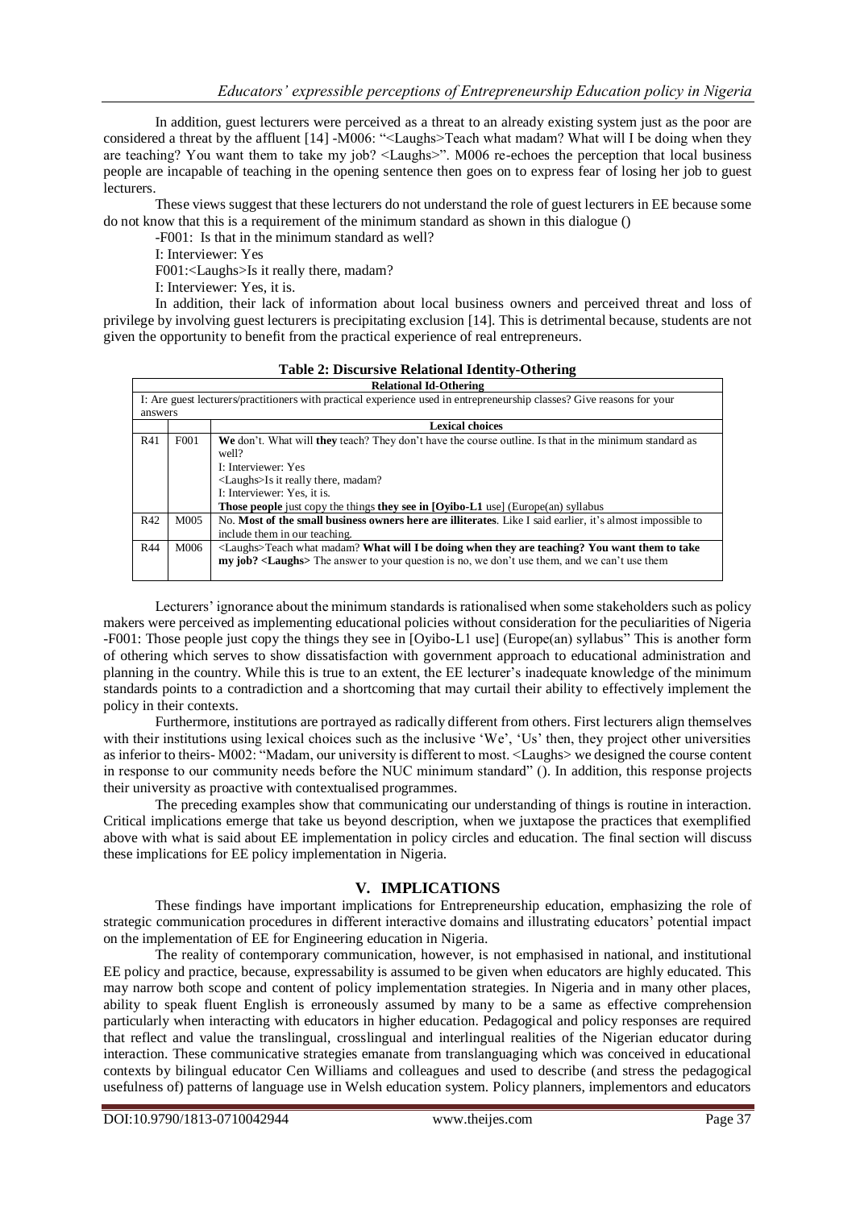In addition, guest lecturers were perceived as a threat to an already existing system just as the poor are considered a threat by the affluent [14] -M006: "<Laughs>Teach what madam? What will I be doing when they are teaching? You want them to take my job? <Laughs>". M006 re-echoes the perception that local business people are incapable of teaching in the opening sentence then goes on to express fear of losing her job to guest lecturers.

These views suggest that these lecturers do not understand the role of guest lecturers in EE because some do not know that this is a requirement of the minimum standard as shown in this dialogue ()

-F001: Is that in the minimum standard as well?

I: Interviewer: Yes

F001:<Laughs>Is it really there, madam?

I: Interviewer: Yes, it is.

In addition, their lack of information about local business owners and perceived threat and loss of privilege by involving guest lecturers is precipitating exclusion [14]. This is detrimental because, students are not given the opportunity to benefit from the practical experience of real entrepreneurs.

**Table 2: Discursive Relational Identity-Othering**

| **Relational Id-Othering** | | |
|---|---|---|
| I: Are guest lecturers/practitioners with practical experience used in entrepreneurship classes? Give reasons for your answers | | |
| | | **Lexical choices** |
| R41 | F001 | **We** don't. What will **they** teach? They don't have the course outline. Is that in the minimum standard as well?<br>I: Interviewer: Yes<br><Laughs>Is it really there, madam?<br>I: Interviewer: Yes, it is.<br>**Those people** just copy the things **they see in [Oyibo-L1** use] (Europe(an) syllabus |
| R42 | M005 | No. **Most of the small business owners here are illiterates**. Like I said earlier, it's almost impossible to include them in our teaching. |
| R44 | M006 | <Laughs>Teach what madam? **What will I be doing when they are teaching? You want them to take my job? <Laughs>** The answer to your question is no, we don't use them, and we can't use them |

Lecturers' ignorance about the minimum standards is rationalised when some stakeholders such as policy makers were perceived as implementing educational policies without consideration for the peculiarities of Nigeria -F001: Those people just copy the things they see in [Oyibo-L1 use] (Europe(an) syllabus" This is another form of othering which serves to show dissatisfaction with government approach to educational administration and planning in the country. While this is true to an extent, the EE lecturer's inadequate knowledge of the minimum standards points to a contradiction and a shortcoming that may curtail their ability to effectively implement the policy in their contexts.

Furthermore, institutions are portrayed as radically different from others. First lecturers align themselves with their institutions using lexical choices such as the inclusive 'We', 'Us' then, they project other universities as inferior to theirs- M002: "Madam, our university is different to most. <Laughs> we designed the course content in response to our community needs before the NUC minimum standard" (). In addition, this response projects their university as proactive with contextualised programmes.

The preceding examples show that communicating our understanding of things is routine in interaction. Critical implications emerge that take us beyond description, when we juxtapose the practices that exemplified above with what is said about EE implementation in policy circles and education. The final section will discuss these implications for EE policy implementation in Nigeria.

## V. IMPLICATIONS

These findings have important implications for Entrepreneurship education, emphasizing the role of strategic communication procedures in different interactive domains and illustrating educators' potential impact on the implementation of EE for Engineering education in Nigeria.

The reality of contemporary communication, however, is not emphasised in national, and institutional EE policy and practice, because, expressability is assumed to be given when educators are highly educated. This may narrow both scope and content of policy implementation strategies. In Nigeria and in many other places, ability to speak fluent English is erroneously assumed by many to be a same as effective comprehension particularly when interacting with educators in higher education. Pedagogical and policy responses are required that reflect and value the translingual, crosslingual and interlingual realities of the Nigerian educator during interaction. These communicative strategies emanate from translanguaging which was conceived in educational contexts by bilingual educator Cen Williams and colleagues and used to describe (and stress the pedagogical usefulness of) patterns of language use in Welsh education system. Policy planners, implementors and educators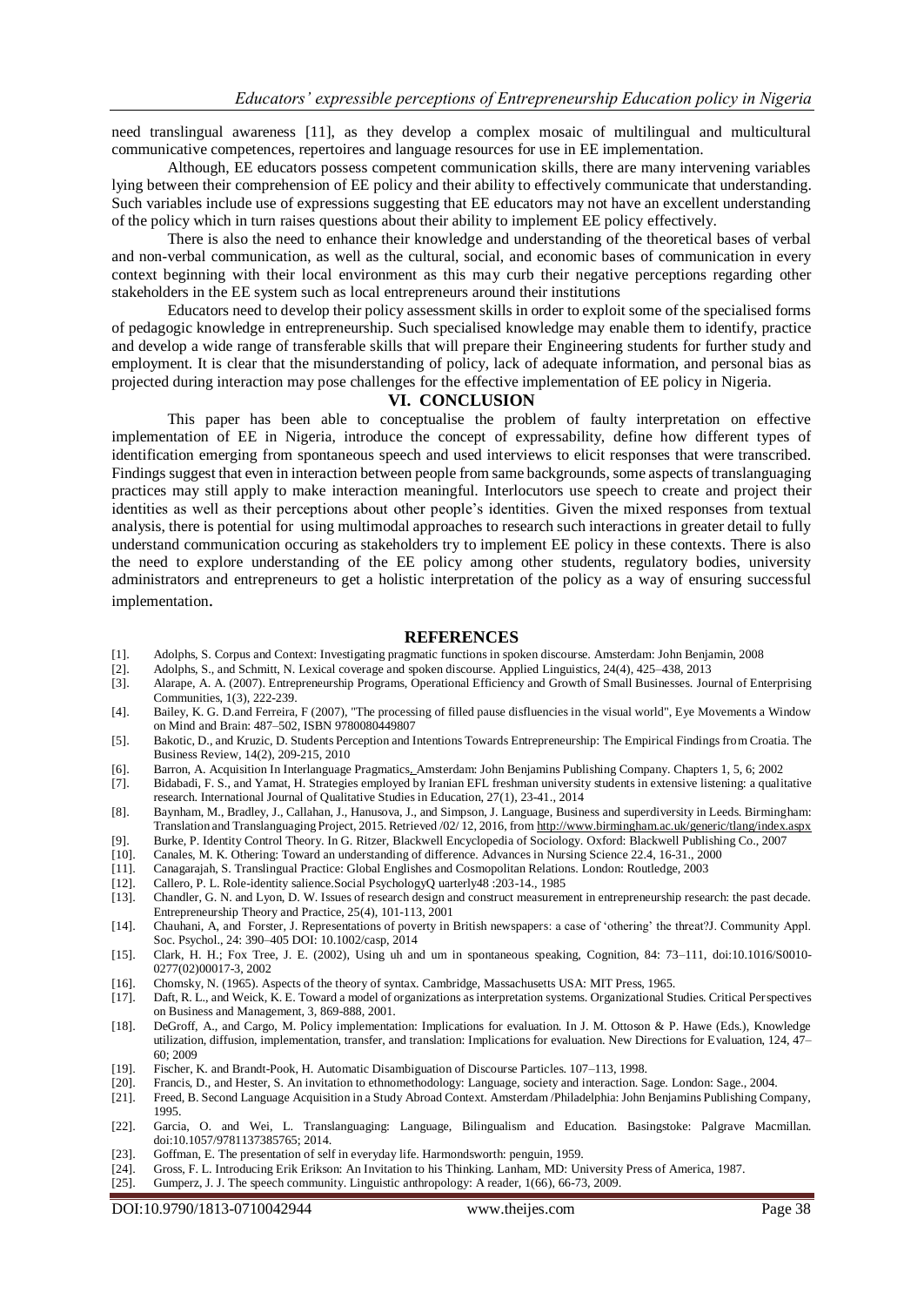need translingual awareness [11], as they develop a complex mosaic of multilingual and multicultural communicative competences, repertoires and language resources for use in EE implementation.

Although, EE educators possess competent communication skills, there are many intervening variables lying between their comprehension of EE policy and their ability to effectively communicate that understanding. Such variables include use of expressions suggesting that EE educators may not have an excellent understanding of the policy which in turn raises questions about their ability to implement EE policy effectively.

There is also the need to enhance their knowledge and understanding of the theoretical bases of verbal and non-verbal communication, as well as the cultural, social, and economic bases of communication in every context beginning with their local environment as this may curb their negative perceptions regarding other stakeholders in the EE system such as local entrepreneurs around their institutions

Educators need to develop their policy assessment skills in order to exploit some of the specialised forms of pedagogic knowledge in entrepreneurship. Such specialised knowledge may enable them to identify, practice and develop a wide range of transferable skills that will prepare their Engineering students for further study and employment. It is clear that the misunderstanding of policy, lack of adequate information, and personal bias as projected during interaction may pose challenges for the effective implementation of EE policy in Nigeria.

## VI. CONCLUSION

This paper has been able to conceptualise the problem of faulty interpretation on effective implementation of EE in Nigeria, introduce the concept of expressability, define how different types of identification emerging from spontaneous speech and used interviews to elicit responses that were transcribed. Findings suggest that even in interaction between people from same backgrounds, some aspects of translanguaging practices may still apply to make interaction meaningful. Interlocutors use speech to create and project their identities as well as their perceptions about other people's identities. Given the mixed responses from textual analysis, there is potential for using multimodal approaches to research such interactions in greater detail to fully understand communication occuring as stakeholders try to implement EE policy in these contexts. There is also the need to explore understanding of the EE policy among other students, regulatory bodies, university administrators and entrepreneurs to get a holistic interpretation of the policy as a way of ensuring successful implementation.

## REFERENCES

[1]. Adolphs, S. Corpus and Context: Investigating pragmatic functions in spoken discourse. Amsterdam: John Benjamin, 2008

[2]. Adolphs, S., and Schmitt, N. Lexical coverage and spoken discourse. Applied Linguistics, 24(4), 425–438, 2013

[3]. Alarape, A. A. (2007). Entrepreneurship Programs, Operational Efficiency and Growth of Small Businesses. Journal of Enterprising Communities, 1(3), 222-239.

[4]. Bailey, K. G. D.and Ferreira, F (2007), "The processing of filled pause disfluencies in the visual world", Eye Movements a Window on Mind and Brain: 487–502, ISBN 9780080449807

[5]. Bakotic, D., and Kruzic, D. Students Perception and Intentions Towards Entrepreneurship: The Empirical Findings from Croatia. The Business Review, 14(2), 209-215, 2010

[6]. Barron, A. Acquisition In Interlanguage Pragmatics. Amsterdam: John Benjamins Publishing Company. Chapters 1, 5, 6; 2002

[7]. Bidabadi, F. S., and Yamat, H. Strategies employed by Iranian EFL freshman university students in extensive listening: a qualitative research. International Journal of Qualitative Studies in Education, 27(1), 23-41., 2014

[8]. Baynham, M., Bradley, J., Callahan, J., Hanusova, J., and Simpson, J. Language, Business and superdiversity in Leeds. Birmingham: Translation and Translanguaging Project, 2015. Retrieved /02/ 12, 2016, from http://www.birmingham.ac.uk/generic/tlang/index.aspx

[9]. Burke, P. Identity Control Theory. In G. Ritzer, Blackwell Encyclopedia of Sociology. Oxford: Blackwell Publishing Co., 2007

[10]. Canales, M. K. Othering: Toward an understanding of difference. Advances in Nursing Science 22.4, 16-31., 2000

[11]. Canagarajah, S. Translingual Practice: Global Englishes and Cosmopolitan Relations. London: Routledge, 2003

[12]. Callero, P. L. Role-identity salience.Social PsychologyQ uarterly48 :203-14., 1985

[13]. Chandler, G. N. and Lyon, D. W. Issues of research design and construct measurement in entrepreneurship research: the past decade. Entrepreneurship Theory and Practice, 25(4), 101-113, 2001

[14]. Chauhani, A, and Forster, J. Representations of poverty in British newspapers: a case of 'othering' the threat?J. Community Appl. Soc. Psychol., 24: 390–405 DOI: 10.1002/casp, 2014

[15]. Clark, H. H.; Fox Tree, J. E. (2002), Using uh and um in spontaneous speaking, Cognition, 84: 73–111, doi:10.1016/S0010-0277(02)00017-3, 2002

[16]. Chomsky, N. (1965). Aspects of the theory of syntax. Cambridge, Massachusetts USA: MIT Press, 1965.

[17]. Daft, R. L., and Weick, K. E. Toward a model of organizations as interpretation systems. Organizational Studies. Critical Perspectives on Business and Management, 3, 869-888, 2001.

[18]. DeGroff, A., and Cargo, M. Policy implementation: Implications for evaluation. In J. M. Ottoson & P. Hawe (Eds.), Knowledge utilization, diffusion, implementation, transfer, and translation: Implications for evaluation. New Directions for Evaluation, 124, 47–60; 2009

[19]. Fischer, K. and Brandt-Pook, H. Automatic Disambiguation of Discourse Particles. 107–113, 1998.

[20]. Francis, D., and Hester, S. An invitation to ethnomethodology: Language, society and interaction. Sage. London: Sage., 2004.

[21]. Freed, B. Second Language Acquisition in a Study Abroad Context. Amsterdam /Philadelphia: John Benjamins Publishing Company, 1995.

[22]. Garcia, O. and Wei, L. Translanguaging: Language, Bilingualism and Education. Basingstoke: Palgrave Macmillan. doi:10.1057/9781137385765; 2014.

[23]. Goffman, E. The presentation of self in everyday life. Harmondsworth: penguin, 1959.

[24]. Gross, F. L. Introducing Erik Erikson: An Invitation to his Thinking. Lanham, MD: University Press of America, 1987.

[25]. Gumperz, J. J. The speech community. Linguistic anthropology: A reader, 1(66), 66-73, 2009.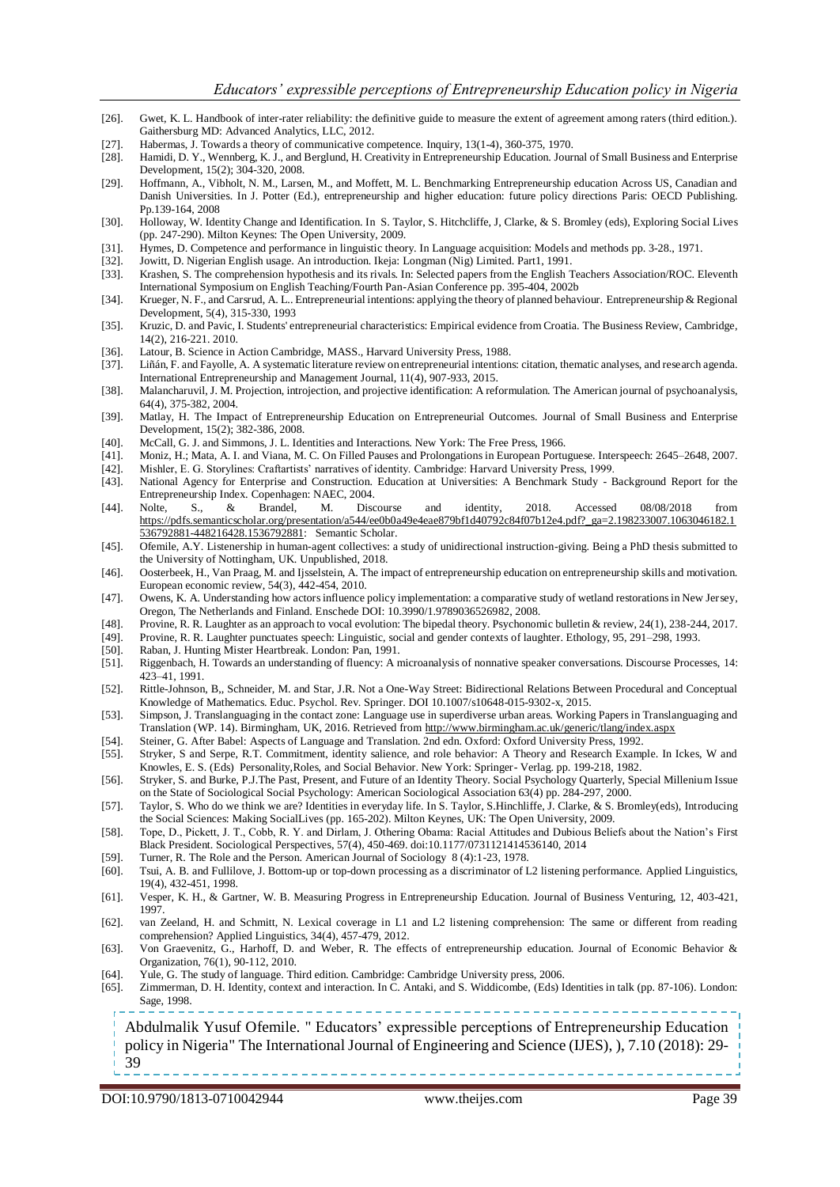[26]. Gwet, K. L. Handbook of inter-rater reliability: the definitive guide to measure the extent of agreement among raters (third edition.). Gaithersburg MD: Advanced Analytics, LLC, 2012.

[27]. Habermas, J. Towards a theory of communicative competence. Inquiry, 13(1-4), 360-375, 1970.

[28]. Hamidi, D. Y., Wennberg, K. J., and Berglund, H. Creativity in Entrepreneurship Education. Journal of Small Business and Enterprise Development, 15(2); 304-320, 2008.

[29]. Hoffmann, A., Vibholt, N. M., Larsen, M., and Moffett, M. L. Benchmarking Entrepreneurship education Across US, Canadian and Danish Universities. In J. Potter (Ed.), entrepreneurship and higher education: future policy directions Paris: OECD Publishing. Pp.139-164, 2008

[30]. Holloway, W. Identity Change and Identification. In S. Taylor, S. Hitchcliffe, J, Clarke, & S. Bromley (eds), Exploring Social Lives (pp. 247-290). Milton Keynes: The Open University, 2009.

[31]. Hymes, D. Competence and performance in linguistic theory. In Language acquisition: Models and methods pp. 3-28., 1971.

[32]. Jowitt, D. Nigerian English usage. An introduction. Ikeja: Longman (Nig) Limited. Part1, 1991.

[33]. Krashen, S. The comprehension hypothesis and its rivals. In: Selected papers from the English Teachers Association/ROC. Eleventh International Symposium on English Teaching/Fourth Pan-Asian Conference pp. 395-404, 2002b

[34]. Krueger, N. F., and Carsrud, A. L.. Entrepreneurial intentions: applying the theory of planned behaviour. Entrepreneurship & Regional Development, 5(4), 315-330, 1993

[35]. Kruzic, D. and Pavic, I. Students' entrepreneurial characteristics: Empirical evidence from Croatia. The Business Review, Cambridge, 14(2), 216-221. 2010.

[36]. Latour, B. Science in Action Cambridge, MASS., Harvard University Press, 1988.

[37]. Liñán, F. and Fayolle, A. A systematic literature review on entrepreneurial intentions: citation, thematic analyses, and research agenda. International Entrepreneurship and Management Journal, 11(4), 907-933, 2015.

[38]. Malancharuvil, J. M. Projection, introjection, and projective identification: A reformulation. The American journal of psychoanalysis, 64(4), 375-382, 2004.

[39]. Matlay, H. The Impact of Entrepreneurship Education on Entrepreneurial Outcomes. Journal of Small Business and Enterprise Development, 15(2); 382-386, 2008.

[40]. McCall, G. J. and Simmons, J. L. Identities and Interactions. New York: The Free Press, 1966.

[41]. Moniz, H.; Mata, A. I. and Viana, M. C. On Filled Pauses and Prolongations in European Portuguese. Interspeech: 2645–2648, 2007.

[42]. Mishler, E. G. Storylines: Craftartists' narratives of identity. Cambridge: Harvard University Press, 1999.

[43]. National Agency for Enterprise and Construction. Education at Universities: A Benchmark Study - Background Report for the Entrepreneurship Index. Copenhagen: NAEC, 2004.

[44]. Nolte, S., & Brandel, M. Discourse and identity, 2018. Accessed 08/08/2018 from https://pdfs.semanticscholar.org/presentation/a544/ee0b0a49e4eae879bf1d40792c84f07b12e4.pdf?_ga=2.198233007.1063046182.1536792881-448216428.1536792881: Semantic Scholar.

[45]. Ofemile, A.Y. Listenership in human-agent collectives: a study of unidirectional instruction-giving. Being a PhD thesis submitted to the University of Nottingham, UK. Unpublished, 2018.

[46]. Oosterbeek, H., Van Praag, M. and Ijsselstein, A. The impact of entrepreneurship education on entrepreneurship skills and motivation. European economic review, 54(3), 442-454, 2010.

[47]. Owens, K. A. Understanding how actors influence policy implementation: a comparative study of wetland restorations in New Jersey, Oregon, The Netherlands and Finland. Enschede DOI: 10.3990/1.9789036526982, 2008.

[48]. Provine, R. R. Laughter as an approach to vocal evolution: The bipedal theory. Psychonomic bulletin & review, 24(1), 238-244, 2017.

[49]. Provine, R. R. Laughter punctuates speech: Linguistic, social and gender contexts of laughter. Ethology, 95, 291–298, 1993.

[50]. Raban, J. Hunting Mister Heartbreak. London: Pan, 1991.

[51]. Riggenbach, H. Towards an understanding of fluency: A microanalysis of nonnative speaker conversations. Discourse Processes, 14: 423–41, 1991.

[52]. Rittle-Johnson, B,, Schneider, M. and Star, J.R. Not a One-Way Street: Bidirectional Relations Between Procedural and Conceptual Knowledge of Mathematics. Educ. Psychol. Rev. Springer. DOI 10.1007/s10648-015-9302-x, 2015.

[53]. Simpson, J. Translanguaging in the contact zone: Language use in superdiverse urban areas. Working Papers in Translanguaging and Translation (WP. 14). Birmingham, UK, 2016. Retrieved from http://www.birmingham.ac.uk/generic/tlang/index.aspx

[54]. Steiner, G. After Babel: Aspects of Language and Translation. 2nd edn. Oxford: Oxford University Press, 1992.

[55]. Stryker, S and Serpe, R.T. Commitment, identity salience, and role behavior: A Theory and Research Example. In Ickes, W and Knowles, E. S. (Eds) Personality,Roles, and Social Behavior. New York: Springer- Verlag. pp. 199-218, 1982.

[56]. Stryker, S. and Burke, P.J.The Past, Present, and Future of an Identity Theory. Social Psychology Quarterly, Special Millenium Issue on the State of Sociological Social Psychology: American Sociological Association 63(4) pp. 284-297, 2000.

[57]. Taylor, S. Who do we think we are? Identities in everyday life. In S. Taylor, S.Hinchliffe, J. Clarke, & S. Bromley(eds), Introducing the Social Sciences: Making SocialLives (pp. 165-202). Milton Keynes, UK: The Open University, 2009.

[58]. Tope, D., Pickett, J. T., Cobb, R. Y. and Dirlam, J. Othering Obama: Racial Attitudes and Dubious Beliefs about the Nation's First Black President. Sociological Perspectives, 57(4), 450-469. doi:10.1177/0731121414536140, 2014

[59]. Turner, R. The Role and the Person. American Journal of Sociology 8 (4):1-23, 1978.

[60]. Tsui, A. B. and Fullilove, J. Bottom-up or top-down processing as a discriminator of L2 listening performance. Applied Linguistics, 19(4), 432-451, 1998.

[61]. Vesper, K. H., & Gartner, W. B. Measuring Progress in Entrepreneurship Education. Journal of Business Venturing, 12, 403-421, 1997.

[62]. van Zeeland, H. and Schmitt, N. Lexical coverage in L1 and L2 listening comprehension: The same or different from reading comprehension? Applied Linguistics, 34(4), 457-479, 2012.

[63]. Von Graevenitz, G., Harhoff, D. and Weber, R. The effects of entrepreneurship education. Journal of Economic Behavior & Organization, 76(1), 90-112, 2010.

[64]. Yule, G. The study of language. Third edition. Cambridge: Cambridge University press, 2006.

[65]. Zimmerman, D. H. Identity, context and interaction. In C. Antaki, and S. Widdicombe, (Eds) Identities in talk (pp. 87-106). London: Sage, 1998.

Abdulmalik Yusuf Ofemile. " Educators' expressible perceptions of Entrepreneurship Education policy in Nigeria" The International Journal of Engineering and Science (IJES), ), 7.10 (2018): 29-39